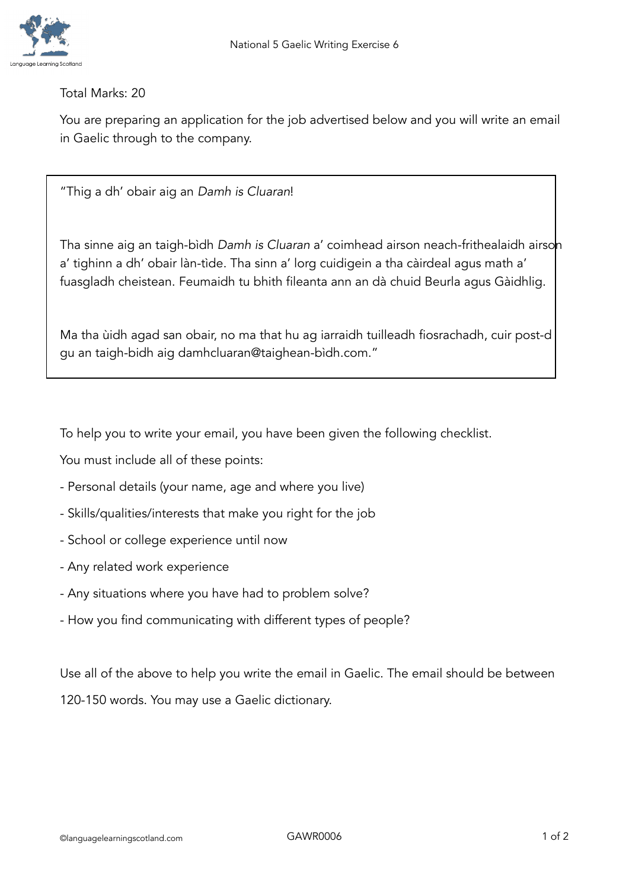# National 5 Gaelic Writing Exercise 6

Total Marks: 20

You are preparing an application for the job advertised below and you will write an email in Gaelic through to the company.

> "Thig a dh' obair aig an *Damh is Cluaran*!
>
> Tha sinne aig an taigh-bìdh *Damh is Cluaran* a' coimhead airson neach-frithealaidh airson a' tighinn a dh' obair làn-tìde. Tha sinn a' lorg cuidigein a tha càirdeal agus math a' fuasgladh cheistean. Feumaidh tu bhith fileanta ann an dà chuid Beurla agus Gàidhlig.
>
> Ma tha ùidh agad san obair, no ma that hu ag iarraidh tuilleadh fiosrachadh, cuir post-d gu an taigh-bidh aig damhcluaran@taighean-bìdh.com."

To help you to write your email, you have been given the following checklist.

You must include all of these points:

- Personal details (your name, age and where you live)
- Skills/qualities/interests that make you right for the job
- School or college experience until now
- Any related work experience
- Any situations where you have had to problem solve?
- How you find communicating with different types of people?

Use all of the above to help you write the email in Gaelic. The email should be between 120-150 words. You may use a Gaelic dictionary.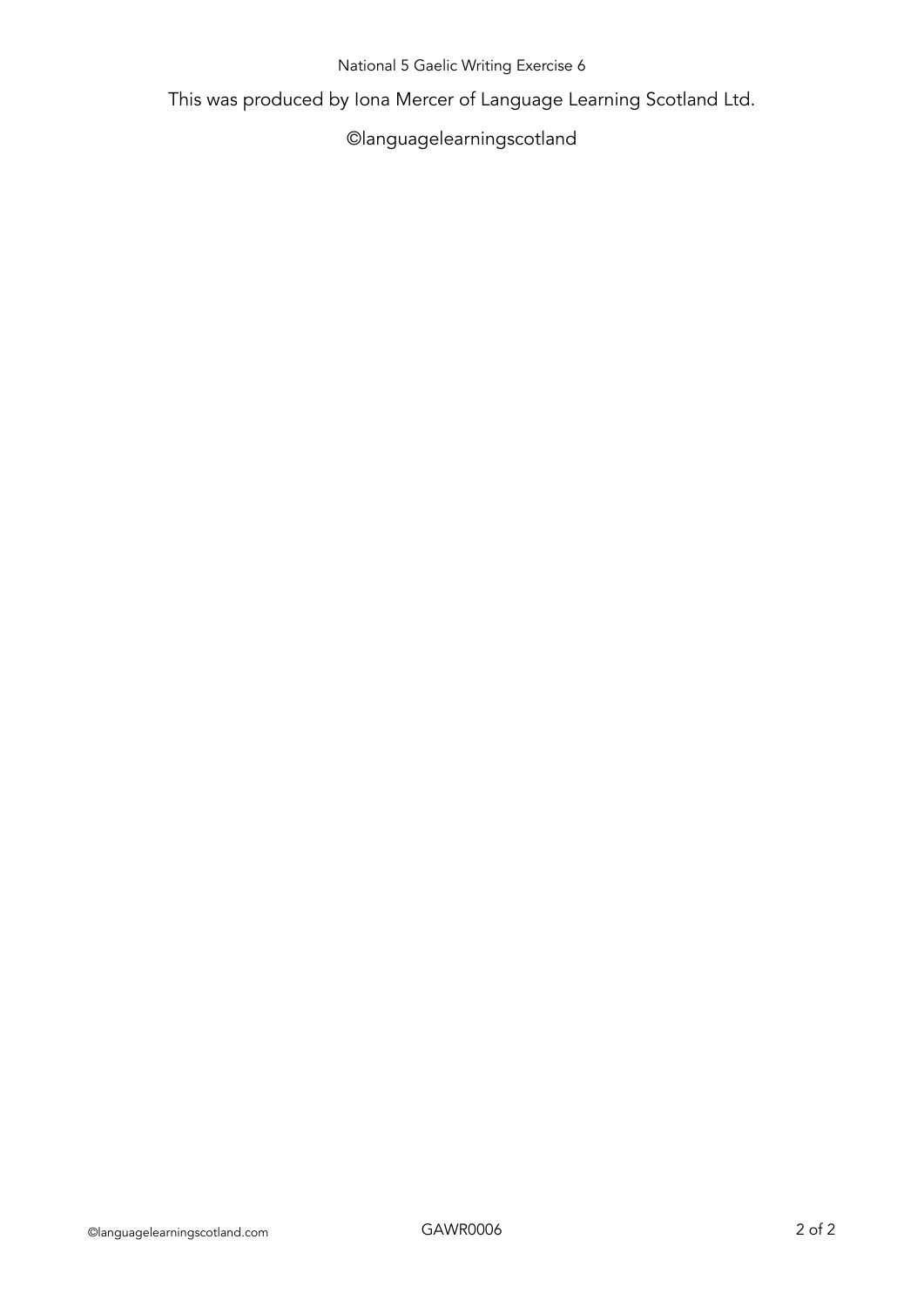National 5 Gaelic Writing Exercise 6

This was produced by Iona Mercer of Language Learning Scotland Ltd.

©languagelearningscotland